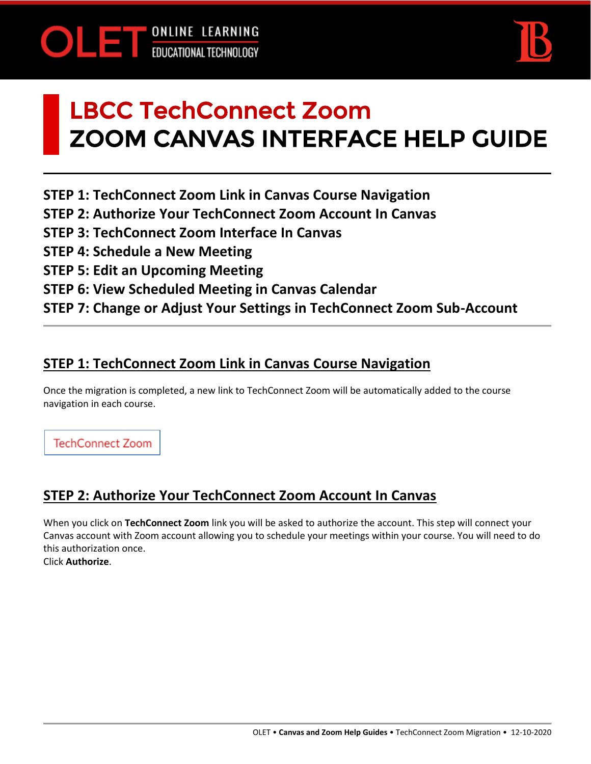# LBCC TechConnect Zoom
# ZOOM CANVAS INTERFACE HELP GUIDE

**STEP 1: TechConnect Zoom Link in Canvas Course Navigation**
**STEP 2: Authorize Your TechConnect Zoom Account In Canvas**
**STEP 3: TechConnect Zoom Interface In Canvas**
**STEP 4: Schedule a New Meeting**
**STEP 5: Edit an Upcoming Meeting**
**STEP 6: View Scheduled Meeting in Canvas Calendar**
**STEP 7: Change or Adjust Your Settings in TechConnect Zoom Sub-Account**

## STEP 1: TechConnect Zoom Link in Canvas Course Navigation

Once the migration is completed, a new link to TechConnect Zoom will be automatically added to the course navigation in each course.

TechConnect Zoom

## STEP 2: Authorize Your TechConnect Zoom Account In Canvas

When you click on **TechConnect Zoom** link you will be asked to authorize the account. This step will connect your Canvas account with Zoom account allowing you to schedule your meetings within your course. You will need to do this authorization once.
Click **Authorize**.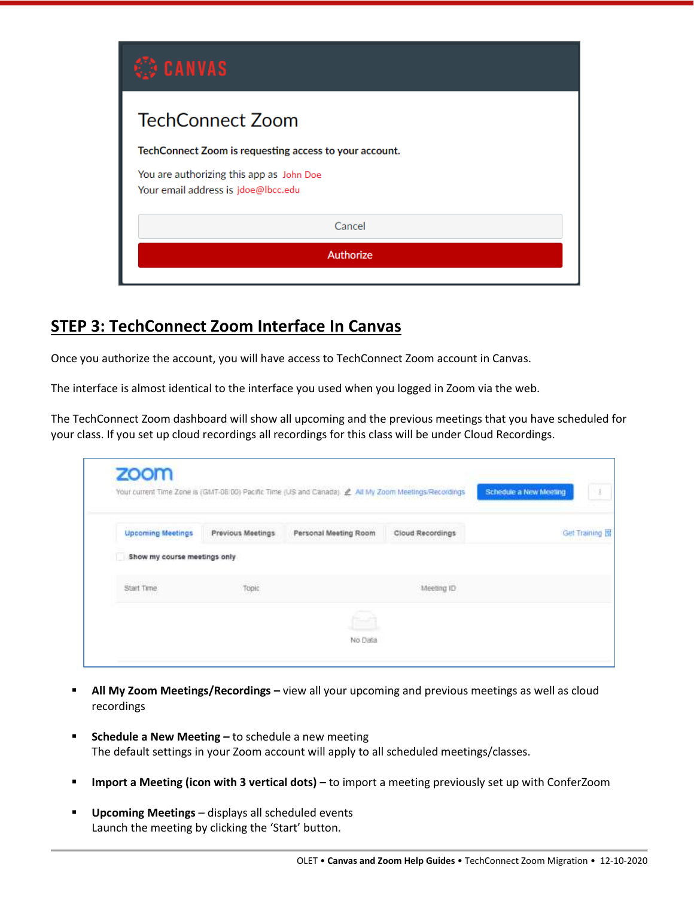## STEP 3: TechConnect Zoom Interface In Canvas

Once you authorize the account, you will have access to TechConnect Zoom account in Canvas.

The interface is almost identical to the interface you used when you logged in Zoom via the web.

The TechConnect Zoom dashboard will show all upcoming and the previous meetings that you have scheduled for your class. If you set up cloud recordings all recordings for this class will be under Cloud Recordings.

- **All My Zoom Meetings/Recordings –** view all your upcoming and previous meetings as well as cloud recordings
- **Schedule a New Meeting –** to schedule a new meeting
  The default settings in your Zoom account will apply to all scheduled meetings/classes.
- **Import a Meeting (icon with 3 vertical dots) –** to import a meeting previously set up with ConferZoom
- **Upcoming Meetings** – displays all scheduled events
  Launch the meeting by clicking the 'Start' button.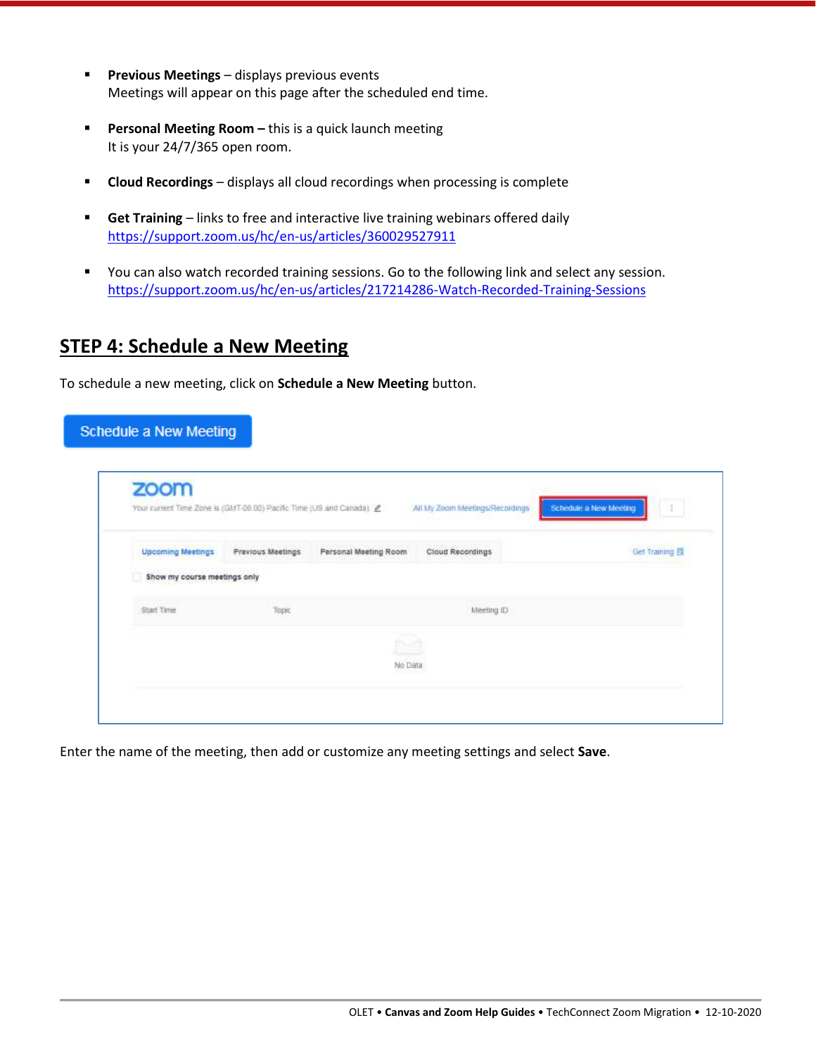- **Previous Meetings** – displays previous events
  Meetings will appear on this page after the scheduled end time.

- **Personal Meeting Room –** this is a quick launch meeting
  It is your 24/7/365 open room.

- **Cloud Recordings** – displays all cloud recordings when processing is complete

- **Get Training** – links to free and interactive live training webinars offered daily
  https://support.zoom.us/hc/en-us/articles/360029527911

- You can also watch recorded training sessions. Go to the following link and select any session.
  https://support.zoom.us/hc/en-us/articles/217214286-Watch-Recorded-Training-Sessions

## STEP 4: Schedule a New Meeting

To schedule a new meeting, click on **Schedule a New Meeting** button.

Enter the name of the meeting, then add or customize any meeting settings and select **Save**.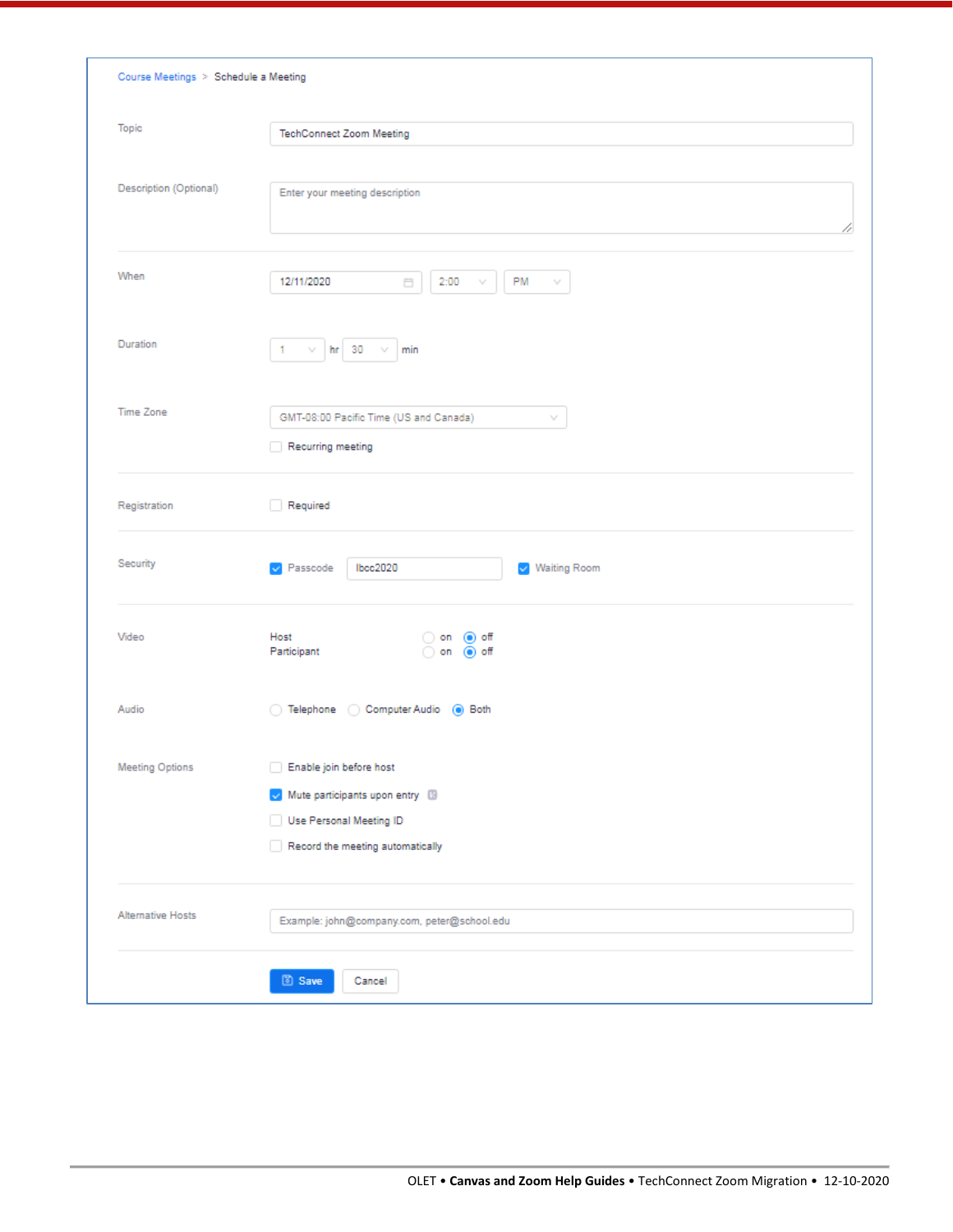Course Meetings > Schedule a Meeting

| | |
|---|---|
| Topic | TechConnect Zoom Meeting |
| Description (Optional) | Enter your meeting description |
| When | 12/11/2020 · 2:00 · PM |
| Duration | 1 hr 30 min |
| Time Zone | GMT-08:00 Pacific Time (US and Canada) |
| | ☐ Recurring meeting |
| Registration | ☐ Required |
| Security | ☑ Passcode: lbcc2020 · ☑ Waiting Room |
| Video | Host: ○ on ◉ off |
| | Participant: ○ on ◉ off |
| Audio | ○ Telephone ○ Computer Audio ◉ Both |
| Meeting Options | ☐ Enable join before host |
| | ☑ Mute participants upon entry |
| | ☐ Use Personal Meeting ID |
| | ☐ Record the meeting automatically |
| Alternative Hosts | Example: john@company.com, peter@school.edu |

Save · Cancel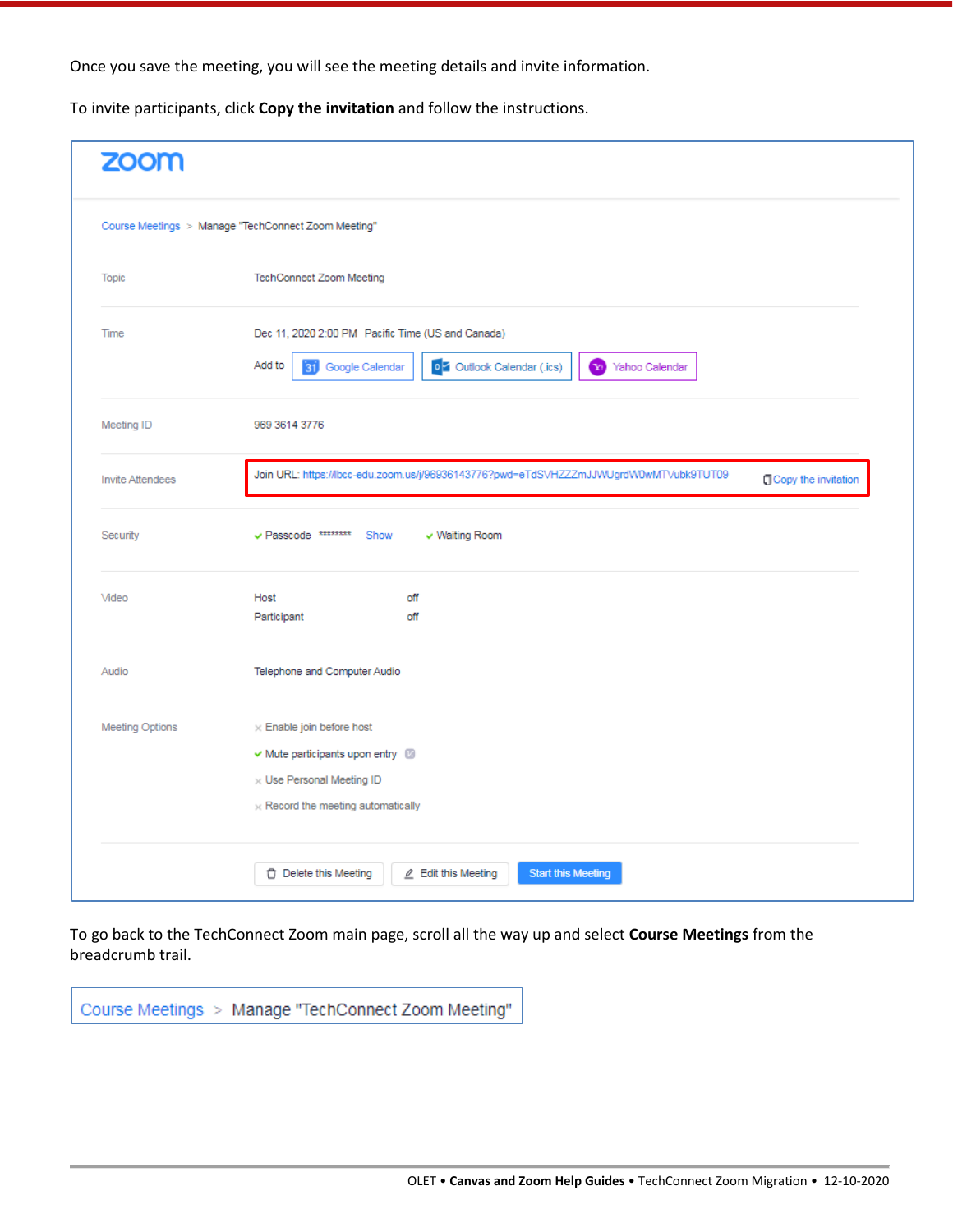Once you save the meeting, you will see the meeting details and invite information.

To invite participants, click **Copy the invitation** and follow the instructions.

zoom

Course Meetings > Manage "TechConnect Zoom Meeting"

| | |
|---|---|
| Topic | TechConnect Zoom Meeting |
| Time | Dec 11, 2020 2:00 PM Pacific Time (US and Canada)<br>Add to: Google Calendar, Outlook Calendar (.ics), Yahoo Calendar |
| Meeting ID | 969 3614 3776 |
| Invite Attendees | Join URL: https://lbcc-edu.zoom.us/j/96936143776?pwd=eTdSVHZZZmJJWUgrdW0wMTVubk9TUT09 — Copy the invitation |
| Security | ✔ Passcode ******** Show ✔ Waiting Room |
| Video | Host off<br>Participant off |
| Audio | Telephone and Computer Audio |
| Meeting Options | × Enable join before host<br>✔ Mute participants upon entry<br>× Use Personal Meeting ID<br>× Record the meeting automatically |

Delete this Meeting | Edit this Meeting | Start this Meeting

To go back to the TechConnect Zoom main page, scroll all the way up and select **Course Meetings** from the breadcrumb trail.

Course Meetings > Manage "TechConnect Zoom Meeting"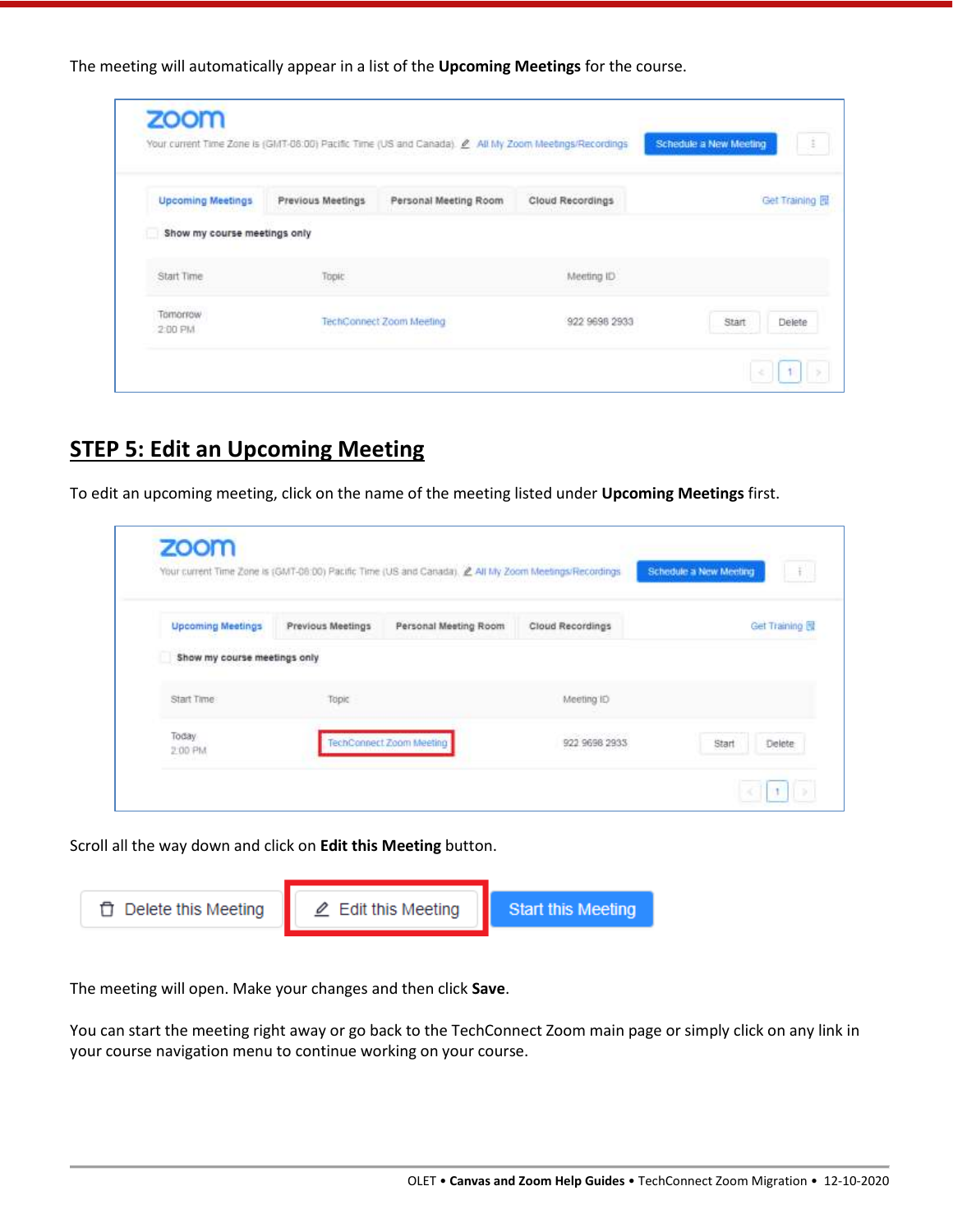The meeting will automatically appear in a list of the **Upcoming Meetings** for the course.

## STEP 5: Edit an Upcoming Meeting

To edit an upcoming meeting, click on the name of the meeting listed under **Upcoming Meetings** first.

Scroll all the way down and click on **Edit this Meeting** button.

The meeting will open. Make your changes and then click **Save**.

You can start the meeting right away or go back to the TechConnect Zoom main page or simply click on any link in your course navigation menu to continue working on your course.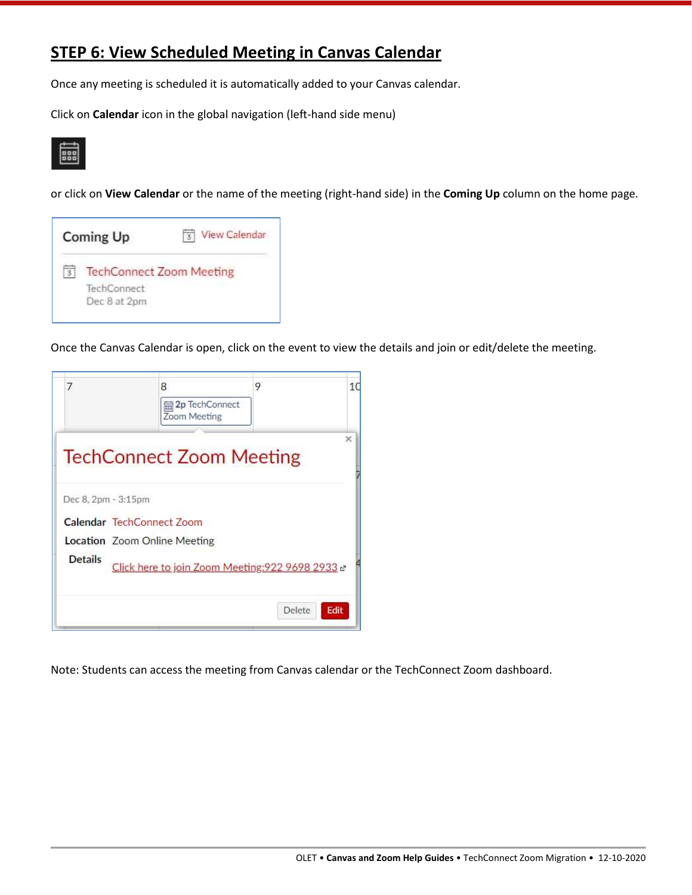## STEP 6: View Scheduled Meeting in Canvas Calendar

Once any meeting is scheduled it is automatically added to your Canvas calendar.

Click on **Calendar** icon in the global navigation (left-hand side menu)

or click on **View Calendar** or the name of the meeting (right-hand side) in the **Coming Up** column on the home page.

Once the Canvas Calendar is open, click on the event to view the details and join or edit/delete the meeting.

Note: Students can access the meeting from Canvas calendar or the TechConnect Zoom dashboard.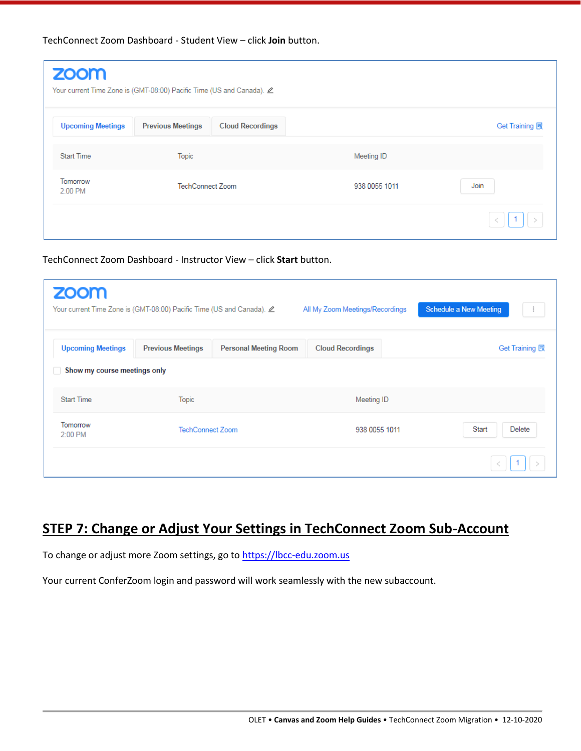TechConnect Zoom Dashboard - Student View – click **Join** button.

TechConnect Zoom Dashboard - Instructor View – click **Start** button.

## STEP 7: Change or Adjust Your Settings in TechConnect Zoom Sub-Account

To change or adjust more Zoom settings, go to https://lbcc-edu.zoom.us

Your current ConferZoom login and password will work seamlessly with the new subaccount.